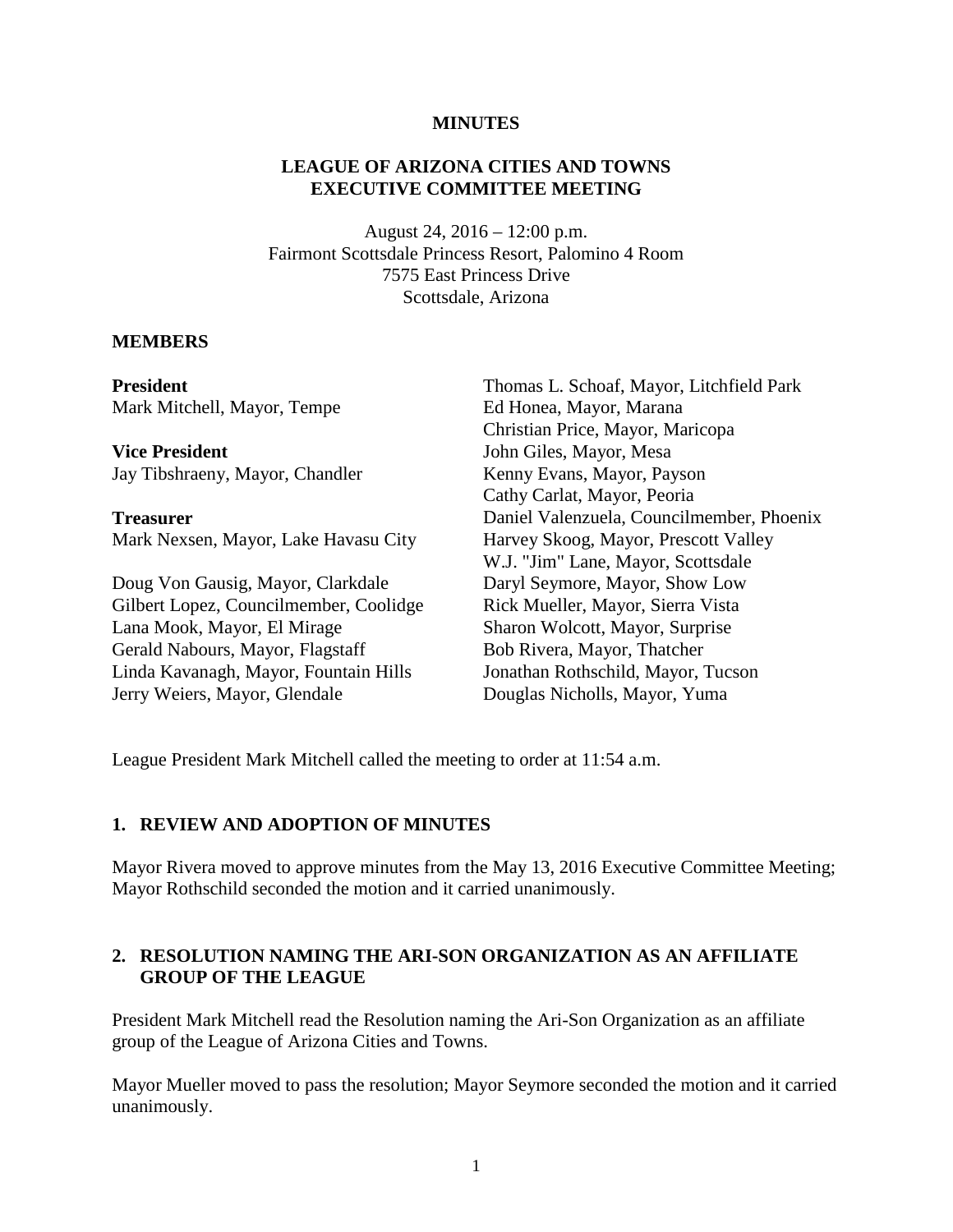**MINUTES**

**LEAGUE OF ARIZONA CITIES AND TOWNS**
**EXECUTIVE COMMITTEE MEETING**

August 24, 2016 – 12:00 p.m.
Fairmont Scottsdale Princess Resort, Palomino 4 Room
7575 East Princess Drive
Scottsdale, Arizona

**MEMBERS**

**President**
Mark Mitchell, Mayor, Tempe

**Vice President**
Jay Tibshraeny, Mayor, Chandler

**Treasurer**
Mark Nexsen, Mayor, Lake Havasu City

Doug Von Gausig, Mayor, Clarkdale
Gilbert Lopez, Councilmember, Coolidge
Lana Mook, Mayor, El Mirage
Gerald Nabours, Mayor, Flagstaff
Linda Kavanagh, Mayor, Fountain Hills
Jerry Weiers, Mayor, Glendale
Thomas L. Schoaf, Mayor, Litchfield Park
Ed Honea, Mayor, Marana
Christian Price, Mayor, Maricopa
John Giles, Mayor, Mesa
Kenny Evans, Mayor, Payson
Cathy Carlat, Mayor, Peoria
Daniel Valenzuela, Councilmember, Phoenix
Harvey Skoog, Mayor, Prescott Valley
W.J. "Jim" Lane, Mayor, Scottsdale
Daryl Seymore, Mayor, Show Low
Rick Mueller, Mayor, Sierra Vista
Sharon Wolcott, Mayor, Surprise
Bob Rivera, Mayor, Thatcher
Jonathan Rothschild, Mayor, Tucson
Douglas Nicholls, Mayor, Yuma

League President Mark Mitchell called the meeting to order at 11:54 a.m.

## 1. REVIEW AND ADOPTION OF MINUTES

Mayor Rivera moved to approve minutes from the May 13, 2016 Executive Committee Meeting; Mayor Rothschild seconded the motion and it carried unanimously.

## 2. RESOLUTION NAMING THE ARI-SON ORGANIZATION AS AN AFFILIATE GROUP OF THE LEAGUE

President Mark Mitchell read the Resolution naming the Ari-Son Organization as an affiliate group of the League of Arizona Cities and Towns.

Mayor Mueller moved to pass the resolution; Mayor Seymore seconded the motion and it carried unanimously.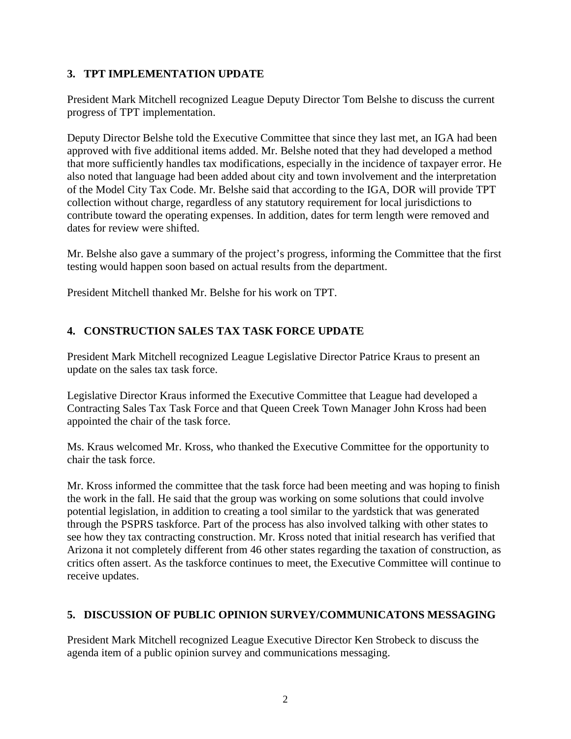## 3. TPT IMPLEMENTATION UPDATE

President Mark Mitchell recognized League Deputy Director Tom Belshe to discuss the current progress of TPT implementation.

Deputy Director Belshe told the Executive Committee that since they last met, an IGA had been approved with five additional items added. Mr. Belshe noted that they had developed a method that more sufficiently handles tax modifications, especially in the incidence of taxpayer error. He also noted that language had been added about city and town involvement and the interpretation of the Model City Tax Code. Mr. Belshe said that according to the IGA, DOR will provide TPT collection without charge, regardless of any statutory requirement for local jurisdictions to contribute toward the operating expenses. In addition, dates for term length were removed and dates for review were shifted.

Mr. Belshe also gave a summary of the project's progress, informing the Committee that the first testing would happen soon based on actual results from the department.

President Mitchell thanked Mr. Belshe for his work on TPT.

## 4. CONSTRUCTION SALES TAX TASK FORCE UPDATE

President Mark Mitchell recognized League Legislative Director Patrice Kraus to present an update on the sales tax task force.

Legislative Director Kraus informed the Executive Committee that League had developed a Contracting Sales Tax Task Force and that Queen Creek Town Manager John Kross had been appointed the chair of the task force.

Ms. Kraus welcomed Mr. Kross, who thanked the Executive Committee for the opportunity to chair the task force.

Mr. Kross informed the committee that the task force had been meeting and was hoping to finish the work in the fall. He said that the group was working on some solutions that could involve potential legislation, in addition to creating a tool similar to the yardstick that was generated through the PSPRS taskforce. Part of the process has also involved talking with other states to see how they tax contracting construction. Mr. Kross noted that initial research has verified that Arizona it not completely different from 46 other states regarding the taxation of construction, as critics often assert. As the taskforce continues to meet, the Executive Committee will continue to receive updates.

## 5. DISCUSSION OF PUBLIC OPINION SURVEY/COMMUNICATONS MESSAGING

President Mark Mitchell recognized League Executive Director Ken Strobeck to discuss the agenda item of a public opinion survey and communications messaging.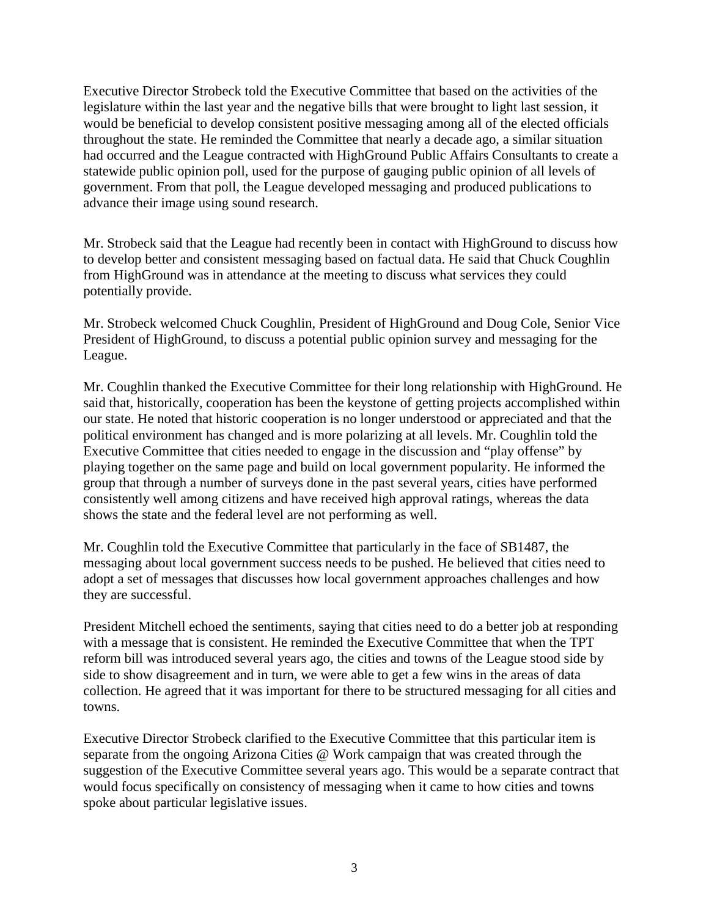Executive Director Strobeck told the Executive Committee that based on the activities of the legislature within the last year and the negative bills that were brought to light last session, it would be beneficial to develop consistent positive messaging among all of the elected officials throughout the state. He reminded the Committee that nearly a decade ago, a similar situation had occurred and the League contracted with HighGround Public Affairs Consultants to create a statewide public opinion poll, used for the purpose of gauging public opinion of all levels of government. From that poll, the League developed messaging and produced publications to advance their image using sound research.

Mr. Strobeck said that the League had recently been in contact with HighGround to discuss how to develop better and consistent messaging based on factual data. He said that Chuck Coughlin from HighGround was in attendance at the meeting to discuss what services they could potentially provide.

Mr. Strobeck welcomed Chuck Coughlin, President of HighGround and Doug Cole, Senior Vice President of HighGround, to discuss a potential public opinion survey and messaging for the League.

Mr. Coughlin thanked the Executive Committee for their long relationship with HighGround. He said that, historically, cooperation has been the keystone of getting projects accomplished within our state. He noted that historic cooperation is no longer understood or appreciated and that the political environment has changed and is more polarizing at all levels. Mr. Coughlin told the Executive Committee that cities needed to engage in the discussion and "play offense" by playing together on the same page and build on local government popularity. He informed the group that through a number of surveys done in the past several years, cities have performed consistently well among citizens and have received high approval ratings, whereas the data shows the state and the federal level are not performing as well.

Mr. Coughlin told the Executive Committee that particularly in the face of SB1487, the messaging about local government success needs to be pushed. He believed that cities need to adopt a set of messages that discusses how local government approaches challenges and how they are successful.

President Mitchell echoed the sentiments, saying that cities need to do a better job at responding with a message that is consistent. He reminded the Executive Committee that when the TPT reform bill was introduced several years ago, the cities and towns of the League stood side by side to show disagreement and in turn, we were able to get a few wins in the areas of data collection. He agreed that it was important for there to be structured messaging for all cities and towns.

Executive Director Strobeck clarified to the Executive Committee that this particular item is separate from the ongoing Arizona Cities @ Work campaign that was created through the suggestion of the Executive Committee several years ago. This would be a separate contract that would focus specifically on consistency of messaging when it came to how cities and towns spoke about particular legislative issues.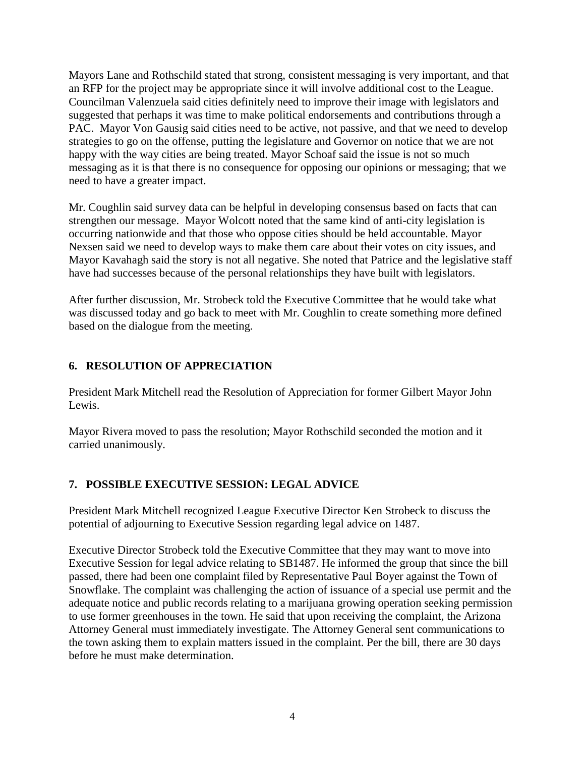Mayors Lane and Rothschild stated that strong, consistent messaging is very important, and that an RFP for the project may be appropriate since it will involve additional cost to the League. Councilman Valenzuela said cities definitely need to improve their image with legislators and suggested that perhaps it was time to make political endorsements and contributions through a PAC. Mayor Von Gausig said cities need to be active, not passive, and that we need to develop strategies to go on the offense, putting the legislature and Governor on notice that we are not happy with the way cities are being treated. Mayor Schoaf said the issue is not so much messaging as it is that there is no consequence for opposing our opinions or messaging; that we need to have a greater impact.

Mr. Coughlin said survey data can be helpful in developing consensus based on facts that can strengthen our message. Mayor Wolcott noted that the same kind of anti-city legislation is occurring nationwide and that those who oppose cities should be held accountable. Mayor Nexsen said we need to develop ways to make them care about their votes on city issues, and Mayor Kavahagh said the story is not all negative. She noted that Patrice and the legislative staff have had successes because of the personal relationships they have built with legislators.

After further discussion, Mr. Strobeck told the Executive Committee that he would take what was discussed today and go back to meet with Mr. Coughlin to create something more defined based on the dialogue from the meeting.

## 6. RESOLUTION OF APPRECIATION

President Mark Mitchell read the Resolution of Appreciation for former Gilbert Mayor John Lewis.

Mayor Rivera moved to pass the resolution; Mayor Rothschild seconded the motion and it carried unanimously.

## 7. POSSIBLE EXECUTIVE SESSION: LEGAL ADVICE

President Mark Mitchell recognized League Executive Director Ken Strobeck to discuss the potential of adjourning to Executive Session regarding legal advice on 1487.

Executive Director Strobeck told the Executive Committee that they may want to move into Executive Session for legal advice relating to SB1487. He informed the group that since the bill passed, there had been one complaint filed by Representative Paul Boyer against the Town of Snowflake. The complaint was challenging the action of issuance of a special use permit and the adequate notice and public records relating to a marijuana growing operation seeking permission to use former greenhouses in the town. He said that upon receiving the complaint, the Arizona Attorney General must immediately investigate. The Attorney General sent communications to the town asking them to explain matters issued in the complaint. Per the bill, there are 30 days before he must make determination.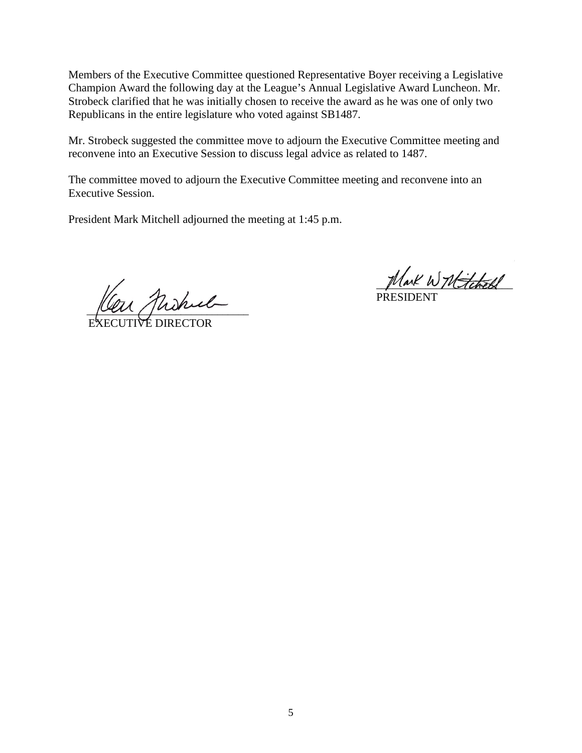Members of the Executive Committee questioned Representative Boyer receiving a Legislative Champion Award the following day at the League's Annual Legislative Award Luncheon. Mr. Strobeck clarified that he was initially chosen to receive the award as he was one of only two Republicans in the entire legislature who voted against SB1487.

Mr. Strobeck suggested the committee move to adjourn the Executive Committee meeting and reconvene into an Executive Session to discuss legal advice as related to 1487.

The committee moved to adjourn the Executive Committee meeting and reconvene into an Executive Session.

President Mark Mitchell adjourned the meeting at 1:45 p.m.

\_\_\_\_\_\_\_\_\_\_\_\_\_\_\_\_\_\_\_\_\_\_\_\_\_\_\_\_
EXECUTIVE DIRECTOR

\_\_\_\_\_\_\_\_\_\_\_\_\_\_\_\_\_\_\_\_\_\_\_\_\_\_\_\_
PRESIDENT